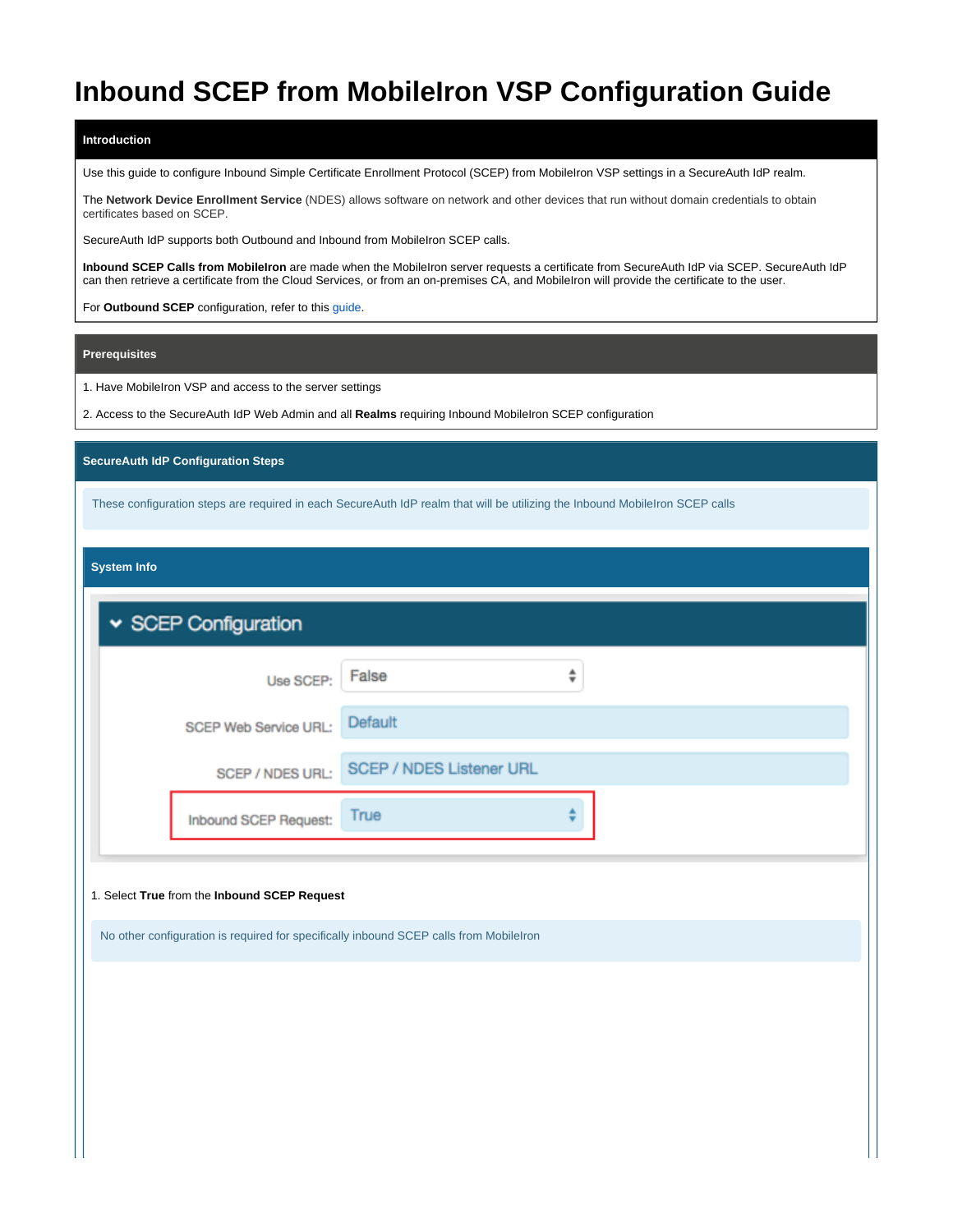# Inbound SCEP from MobileIron VSP Configuration Guide

## Introduction

Use this guide to configure Inbound Simple Certificate Enrollment Protocol (SCEP) from MobileIron VSP settings in a SecureAuth IdP realm.

The **Network Device Enrollment Service** (NDES) allows software on network and other devices that run without domain credentials to obtain certificates based on SCEP.

SecureAuth IdP supports both Outbound and Inbound from MobileIron SCEP calls.

**Inbound SCEP Calls from MobileIron** are made when the MobileIron server requests a certificate from SecureAuth IdP via SCEP. SecureAuth IdP can then retrieve a certificate from the Cloud Services, or from an on-premises CA, and MobileIron will provide the certificate to the user.

For **Outbound SCEP** configuration, refer to this guide.

## Prerequisites

1. Have MobileIron VSP and access to the server settings

2. Access to the SecureAuth IdP Web Admin and all **Realms** requiring Inbound MobileIron SCEP configuration

## SecureAuth IdP Configuration Steps

These configuration steps are required in each SecureAuth IdP realm that will be utilizing the Inbound MobileIron SCEP calls

### System Info

**SCEP Configuration**

| | |
|---|---|
| Use SCEP: | False |
| SCEP Web Service URL: | Default |
| SCEP / NDES URL: | SCEP / NDES Listener URL |
| Inbound SCEP Request: | True |

1. Select **True** from the **Inbound SCEP Request**

No other configuration is required for specifically inbound SCEP calls from MobileIron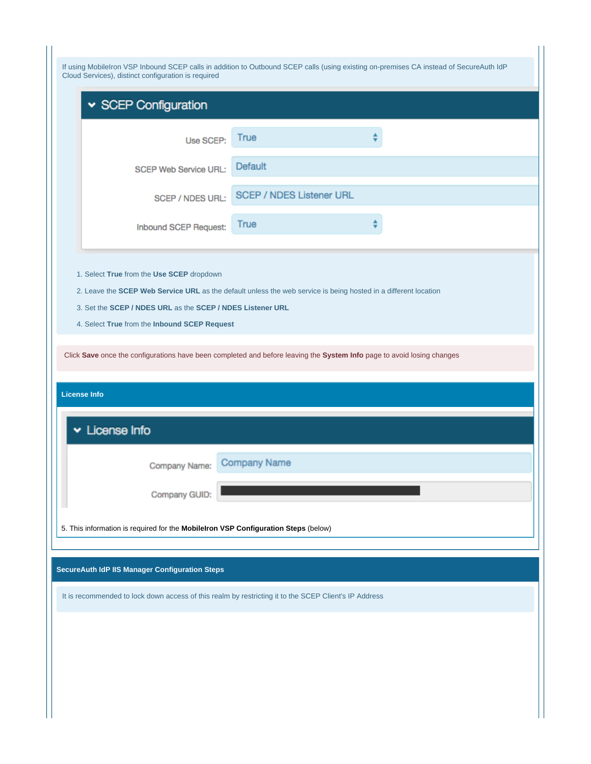If using MobileIron VSP Inbound SCEP calls in addition to Outbound SCEP calls (using existing on-premises CA instead of SecureAuth IdP Cloud Services), distinct configuration is required

**SCEP Configuration**

| | |
|---|---|
| Use SCEP: | True |
| SCEP Web Service URL: | Default |
| SCEP / NDES URL: | SCEP / NDES Listener URL |
| Inbound SCEP Request: | True |

1. Select **True** from the **Use SCEP** dropdown
2. Leave the **SCEP Web Service URL** as the default unless the web service is being hosted in a different location
3. Set the **SCEP / NDES URL** as the **SCEP / NDES Listener URL**
4. Select **True** from the **Inbound SCEP Request**

Click **Save** once the configurations have been completed and before leaving the **System Info** page to avoid losing changes

### License Info

**License Info**

| | |
|---|---|
| Company Name: | Company Name |
| Company GUID: | |

5. This information is required for the **MobileIron VSP Configuration Steps** (below)

## SecureAuth IdP IIS Manager Configuration Steps

It is recommended to lock down access of this realm by restricting it to the SCEP Client's IP Address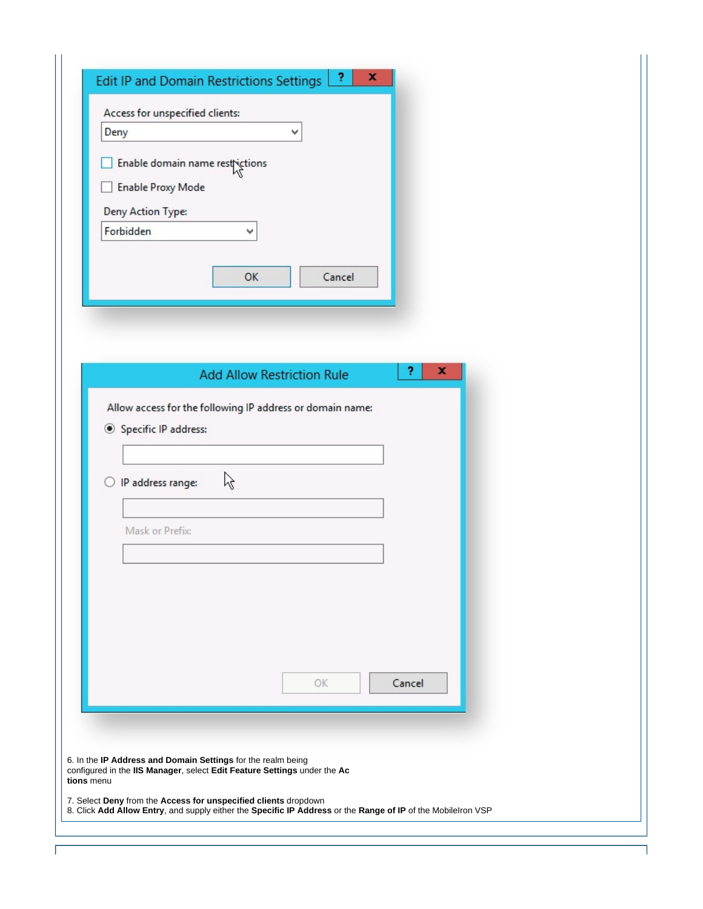6. In the **IP Address and Domain Settings** for the realm being configured in the **IIS Manager**, select **Edit Feature Settings** under the **Actions** menu

7. Select **Deny** from the **Access for unspecified clients** dropdown
8. Click **Add Allow Entry**, and supply either the **Specific IP Address** or the **Range of IP** of the MobileIron VSP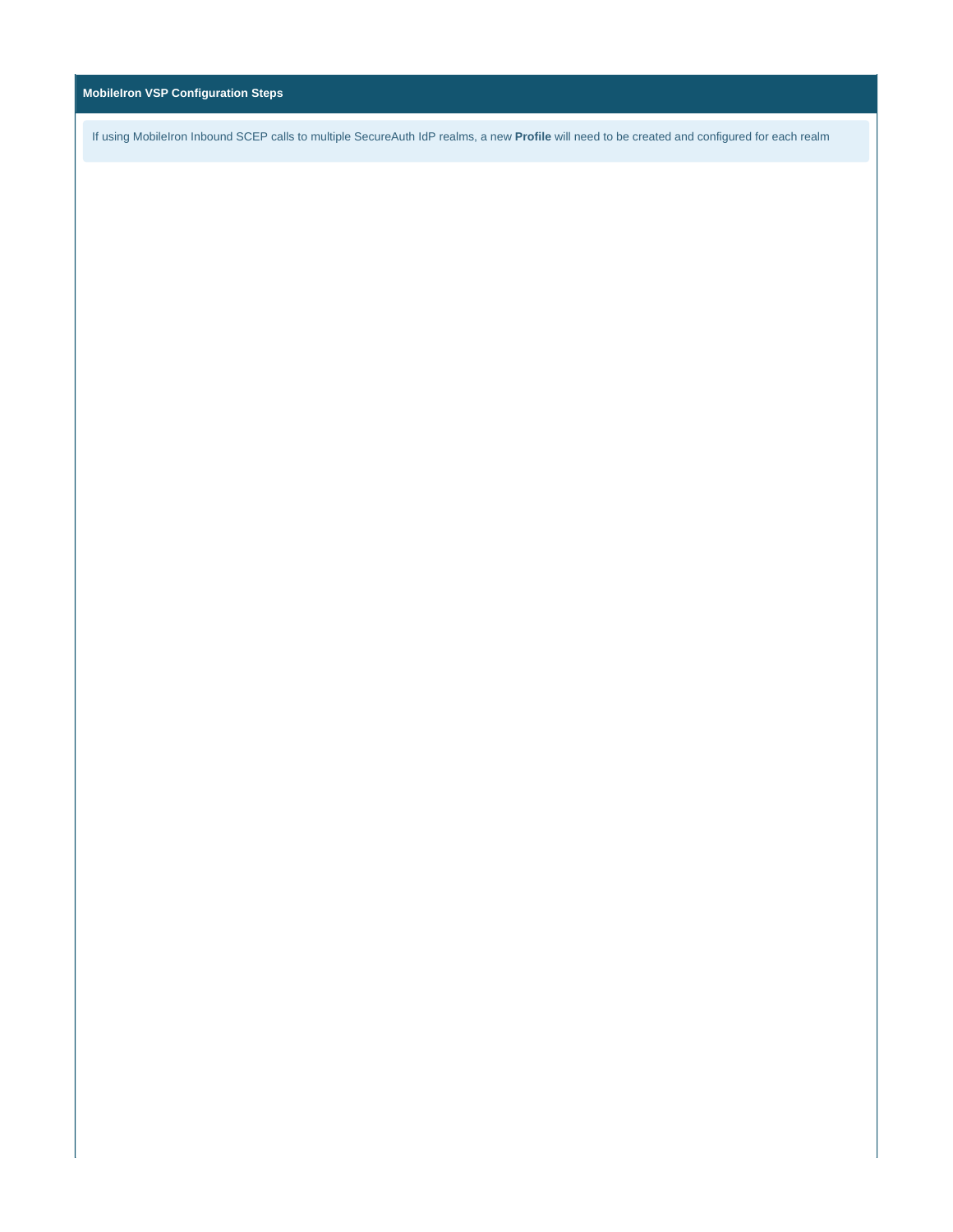**MobileIron VSP Configuration Steps**

If using MobileIron Inbound SCEP calls to multiple SecureAuth IdP realms, a new **Profile** will need to be created and configured for each realm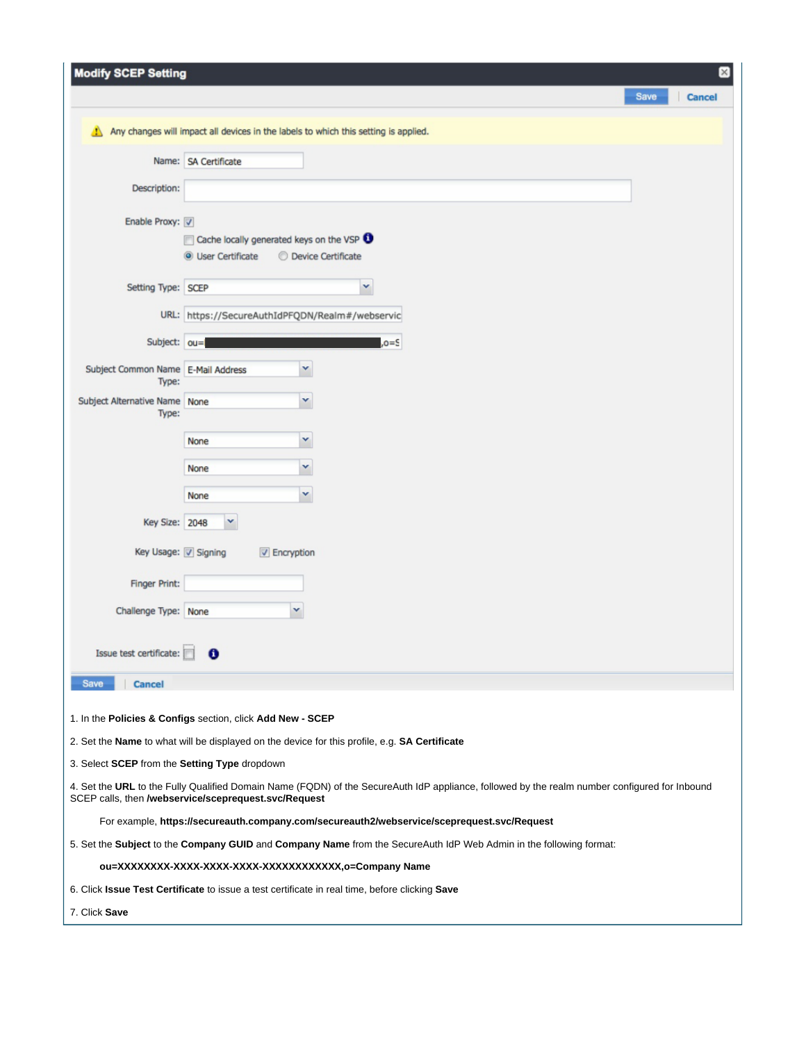**Modify SCEP Setting**

Save | Cancel

⚠ Any changes will impact all devices in the labels to which this setting is applied.

Name: SA Certificate

Description:

Enable Proxy: ☑

☐ Cache locally generated keys on the VSP

◉ User Certificate ○ Device Certificate

Setting Type: SCEP

URL: https://SecureAuthIdPFQDN/Realm#/webservic

Subject: ou=████████,o=S

Subject Common Name Type: E-Mail Address

Subject Alternative Name Type: None

None

None

None

Key Size: 2048

Key Usage: ☑ Signing ☑ Encryption

Finger Print:

Challenge Type: None

Issue test certificate: ☐

Save | Cancel

1. In the **Policies & Configs** section, click **Add New - SCEP**

2. Set the **Name** to what will be displayed on the device for this profile, e.g. **SA Certificate**

3. Select **SCEP** from the **Setting Type** dropdown

4. Set the **URL** to the Fully Qualified Domain Name (FQDN) of the SecureAuth IdP appliance, followed by the realm number configured for Inbound SCEP calls, then **/webservice/sceprequest.svc/Request**

   For example, **https://secureauth.company.com/secureauth2/webservice/sceprequest.svc/Request**

5. Set the **Subject** to the **Company GUID** and **Company Name** from the SecureAuth IdP Web Admin in the following format:

   **ou=XXXXXXXX-XXXX-XXXX-XXXX-XXXXXXXXXXXX,o=Company Name**

6. Click **Issue Test Certificate** to issue a test certificate in real time, before clicking **Save**

7. Click **Save**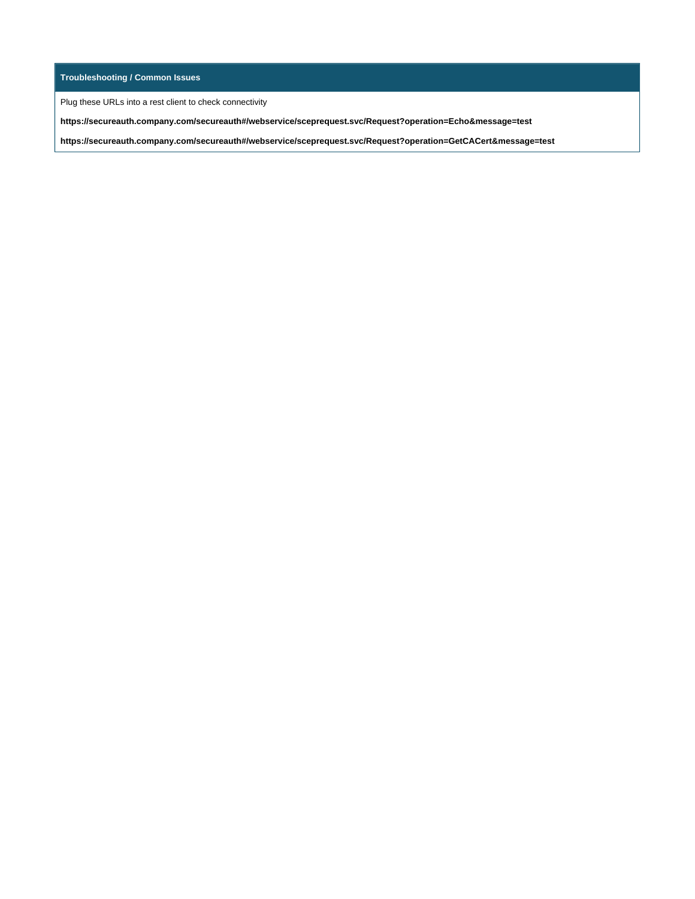**Troubleshooting / Common Issues**

Plug these URLs into a rest client to check connectivity

**https://secureauth.company.com/secureauth#/webservice/sceprequest.svc/Request?operation=Echo&message=test**

**https://secureauth.company.com/secureauth#/webservice/sceprequest.svc/Request?operation=GetCACert&message=test**